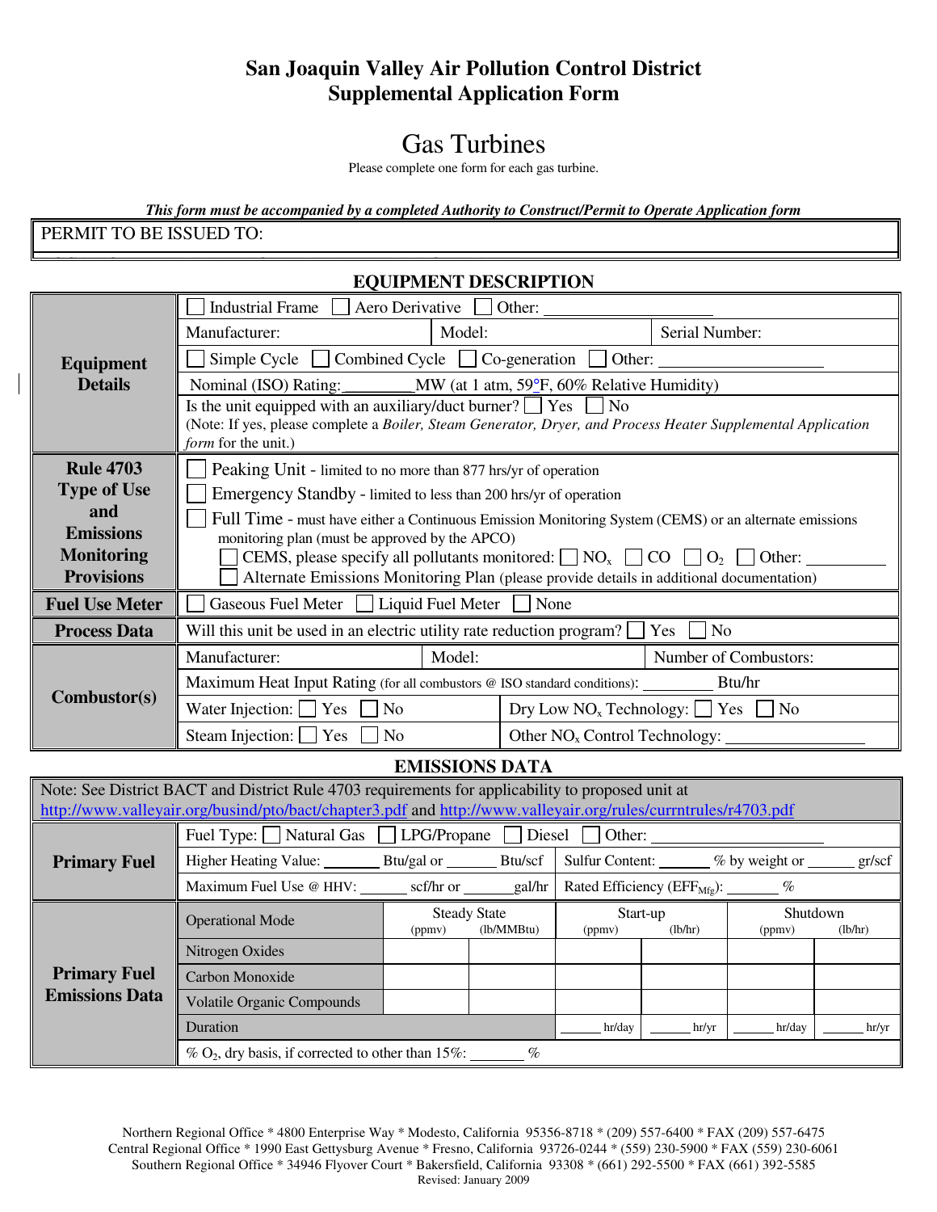# San Joaquin Valley Air Pollution Control District
# Supplemental Application Form

## Gas Turbines

Please complete one form for each gas turbine.

***This form must be accompanied by a completed Authority to Construct/Permit to Operate Application form***

PERMIT TO BE ISSUED TO:

### EQUIPMENT DESCRIPTION

| | | | |
|---|---|---|---|
| **Equipment Details** | ☐ Industrial Frame ☐ Aero Derivative ☐ Other: ____________________ | | |
| | Manufacturer: | Model: | Serial Number: |
| | ☐ Simple Cycle ☐ Combined Cycle ☐ Co-generation ☐ Other: ________________ | | |
| | Nominal (ISO) Rating:________MW (at 1 atm, 59°F, 60% Relative Humidity) | | |
| | Is the unit equipped with an auxiliary/duct burner? ☐ Yes ☐ No<br>(Note: If yes, please complete a *Boiler, Steam Generator, Dryer, and Process Heater Supplemental Application form* for the unit.) | | |
| **Rule 4703 Type of Use and Emissions Monitoring Provisions** | ☐ Peaking Unit - limited to no more than 877 hrs/yr of operation<br>☐ Emergency Standby - limited to less than 200 hrs/yr of operation<br>☐ Full Time - must have either a Continuous Emission Monitoring System (CEMS) or an alternate emissions monitoring plan (must be approved by the APCO)<br>☐ CEMS, please specify all pollutants monitored: ☐ $NO_x$ ☐ CO ☐ $O_2$ ☐ Other: _________<br>☐ Alternate Emissions Monitoring Plan (please provide details in additional documentation) | | |
| **Fuel Use Meter** | ☐ Gaseous Fuel Meter ☐ Liquid Fuel Meter ☐ None | | |
| **Process Data** | Will this unit be used in an electric utility rate reduction program? ☐ Yes ☐ No | | |
| **Combustor(s)** | Manufacturer: | Model: | Number of Combustors: |
| | Maximum Heat Input Rating (for all combustors @ ISO standard conditions): _________ Btu/hr | | |
| | Water Injection: ☐ Yes ☐ No | Dry Low $NO_x$ Technology: ☐ Yes ☐ No | |
| | Steam Injection: ☐ Yes ☐ No | Other $NO_x$ Control Technology: ________________ | |

### EMISSIONS DATA

Note: See District BACT and District Rule 4703 requirements for applicability to proposed unit at http://www.valleyair.org/busind/pto/bact/chapter3.pdf and http://www.valleyair.org/rules/currntrules/r4703.pdf

| | | |
|---|---|---|
| **Primary Fuel** | Fuel Type: ☐ Natural Gas ☐ LPG/Propane ☐ Diesel ☐ Other: ____________________ | |
| | Higher Heating Value: _______ Btu/gal or _______ Btu/scf | Sulfur Content: ______ % by weight or ______ gr/scf |
| | Maximum Fuel Use @ HHV: ______ scf/hr or ______gal/hr | Rated Efficiency ($EFF_{Mfg}$): _______ % |

| **Primary Fuel Emissions Data** | Operational Mode | Steady State (ppmv) | Steady State (lb/MMBtu) | Start-up (ppmv) | Start-up (lb/hr) | Shutdown (ppmv) | Shutdown (lb/hr) |
|---|---|---|---|---|---|---|---|
| | Nitrogen Oxides | | | | | | |
| | Carbon Monoxide | | | | | | |
| | Volatile Organic Compounds | | | | | | |
| | Duration | | | ______ hr/day | ______ hr/yr | ______ hr/day | ______ hr/yr |
| | % $O_2$, dry basis, if corrected to other than 15%: _______ % | | | | | | |

Northern Regional Office * 4800 Enterprise Way * Modesto, California 95356-8718 * (209) 557-6400 * FAX (209) 557-6475
Central Regional Office * 1990 East Gettysburg Avenue * Fresno, California 93726-0244 * (559) 230-5900 * FAX (559) 230-6061
Southern Regional Office * 34946 Flyover Court * Bakersfield, California 93308 * (661) 292-5500 * FAX (661) 392-5585
Revised: January 2009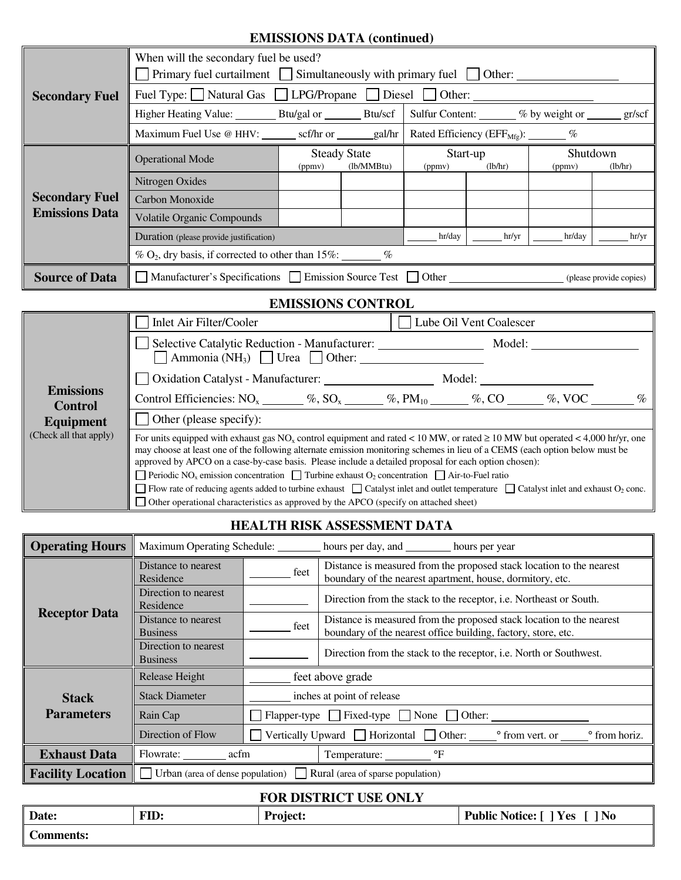## EMISSIONS DATA (continued)

| | | | | | | | |
|---|---|---|---|---|---|---|---|
| **Secondary Fuel** | When will the secondary fuel be used? ☐ Primary fuel curtailment ☐ Simultaneously with primary fuel ☐ Other: ________ | | | | | | |
| | Fuel Type: ☐ Natural Gas ☐ LPG/Propane ☐ Diesel ☐ Other: ________ | | | | | | |
| | Higher Heating Value: _______ Btu/gal or _______ Btu/scf | | | Sulfur Content: _______ % by weight or _______ gr/scf | | | |
| | Maximum Fuel Use @ HHV: _______ scf/hr or _______ gal/hr | | | Rated Efficiency ($EFF_{Mfg}$): _______ % | | | |
| **Secondary Fuel Emissions Data** | Operational Mode | Steady State (ppmv) | Steady State (lb/MMBtu) | Start-up (ppmv) | Start-up (lb/hr) | Shutdown (ppmv) | Shutdown (lb/hr) |
| | Nitrogen Oxides | | | | | | |
| | Carbon Monoxide | | | | | | |
| | Volatile Organic Compounds | | | | | | |
| | Duration (please provide justification) | | | _______ hr/day | _______ hr/yr | _______ hr/day | _______ hr/yr |
| | % $O_2$, dry basis, if corrected to other than 15%: _______ % | | | | | | |
| **Source of Data** | ☐ Manufacturer's Specifications ☐ Emission Source Test ☐ Other ________ (please provide copies) | | | | | | |

## EMISSIONS CONTROL

| | |
|---|---|
| **Emissions Control Equipment** (Check all that apply) | ☐ Inlet Air Filter/Cooler ☐ Lube Oil Vent Coalescer |
| | ☐ Selective Catalytic Reduction - Manufacturer: ________ Model: ________<br>☐ Ammonia ($NH_3$) ☐ Urea ☐ Other: ________ |
| | ☐ Oxidation Catalyst - Manufacturer: ________ Model: ________ |
| | Control Efficiencies: $NO_x$ _______ %, $SO_x$ _______ %, $PM_{10}$ _______ %, CO _______ %, VOC _______ % |
| | ☐ Other (please specify): |
| | For units equipped with exhaust gas $NO_x$ control equipment and rated < 10 MW, or rated ≥ 10 MW but operated < 4,000 hr/yr, one may choose at least one of the following alternate emission monitoring schemes in lieu of a CEMS (each option below must be approved by APCO on a case-by-case basis. Please include a detailed proposal for each option chosen):<br>☐ Periodic $NO_x$ emission concentration ☐ Turbine exhaust $O_2$ concentration ☐ Air-to-Fuel ratio<br>☐ Flow rate of reducing agents added to turbine exhaust ☐ Catalyst inlet and outlet temperature ☐ Catalyst inlet and exhaust $O_2$ conc.<br>☐ Other operational characteristics as approved by the APCO (specify on attached sheet) |

## HEALTH RISK ASSESSMENT DATA

| | | | |
|---|---|---|---|
| **Operating Hours** | Maximum Operating Schedule: ________ hours per day, and ________ hours per year | | |
| **Receptor Data** | Distance to nearest Residence | _______ feet | Distance is measured from the proposed stack location to the nearest boundary of the nearest apartment, house, dormitory, etc. |
| | Direction to nearest Residence | ________ | Direction from the stack to the receptor, i.e. Northeast or South. |
| | Distance to nearest Business | _______ feet | Distance is measured from the proposed stack location to the nearest boundary of the nearest office building, factory, store, etc. |
| | Direction to nearest Business | ________ | Direction from the stack to the receptor, i.e. North or Southwest. |
| **Stack Parameters** | Release Height | _______ feet above grade | |
| | Stack Diameter | _______ inches at point of release | |
| | Rain Cap | ☐ Flapper-type ☐ Fixed-type ☐ None ☐ Other: ________ | |
| | Direction of Flow | ☐ Vertically Upward ☐ Horizontal ☐ Other: _____° from vert. or _____° from horiz. | |
| **Exhaust Data** | Flowrate: ________ acfm | Temperature: ________ °F | |
| **Facility Location** | ☐ Urban (area of dense population) ☐ Rural (area of sparse population) | | |

## FOR DISTRICT USE ONLY

| | | | |
|---|---|---|---|
| **Date:** | **FID:** | **Project:** | **Public Notice: [ ] Yes [ ] No** |
| **Comments:** | | | |